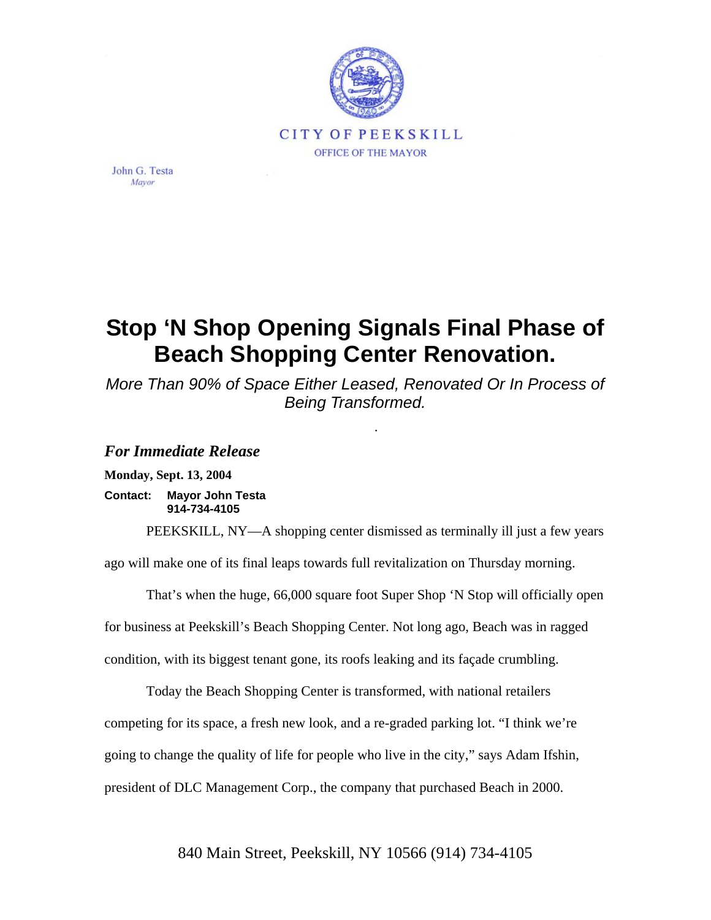CITY OF PEEKSKILL

OFFICE OF THE MAYOR

John G. Testa
*Mayor*

# Stop 'N Shop Opening Signals Final Phase of Beach Shopping Center Renovation.

*More Than 90% of Space Either Leased, Renovated Or In Process of Being Transformed.*

***For Immediate Release***

**Monday, Sept. 13, 2004**

**Contact: Mayor John Testa**
**914-734-4105**

PEEKSKILL, NY—A shopping center dismissed as terminally ill just a few years ago will make one of its final leaps towards full revitalization on Thursday morning.

That's when the huge, 66,000 square foot Super Shop 'N Stop will officially open for business at Peekskill's Beach Shopping Center. Not long ago, Beach was in ragged condition, with its biggest tenant gone, its roofs leaking and its façade crumbling.

Today the Beach Shopping Center is transformed, with national retailers competing for its space, a fresh new look, and a re-graded parking lot. "I think we're going to change the quality of life for people who live in the city," says Adam Ifshin, president of DLC Management Corp., the company that purchased Beach in 2000.

840 Main Street, Peekskill, NY 10566 (914) 734-4105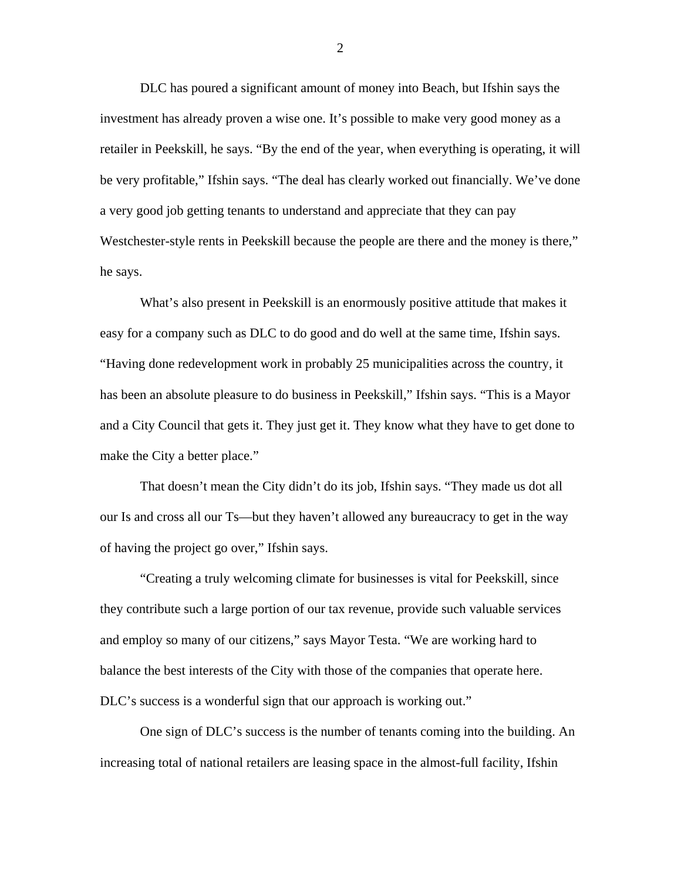DLC has poured a significant amount of money into Beach, but Ifshin says the investment has already proven a wise one. It's possible to make very good money as a retailer in Peekskill, he says. "By the end of the year, when everything is operating, it will be very profitable," Ifshin says. "The deal has clearly worked out financially. We've done a very good job getting tenants to understand and appreciate that they can pay Westchester-style rents in Peekskill because the people are there and the money is there," he says.

What's also present in Peekskill is an enormously positive attitude that makes it easy for a company such as DLC to do good and do well at the same time, Ifshin says. "Having done redevelopment work in probably 25 municipalities across the country, it has been an absolute pleasure to do business in Peekskill," Ifshin says. "This is a Mayor and a City Council that gets it. They just get it. They know what they have to get done to make the City a better place."

That doesn't mean the City didn't do its job, Ifshin says. "They made us dot all our Is and cross all our Ts—but they haven't allowed any bureaucracy to get in the way of having the project go over," Ifshin says.

"Creating a truly welcoming climate for businesses is vital for Peekskill, since they contribute such a large portion of our tax revenue, provide such valuable services and employ so many of our citizens," says Mayor Testa. "We are working hard to balance the best interests of the City with those of the companies that operate here. DLC's success is a wonderful sign that our approach is working out."

One sign of DLC's success is the number of tenants coming into the building. An increasing total of national retailers are leasing space in the almost-full facility, Ifshin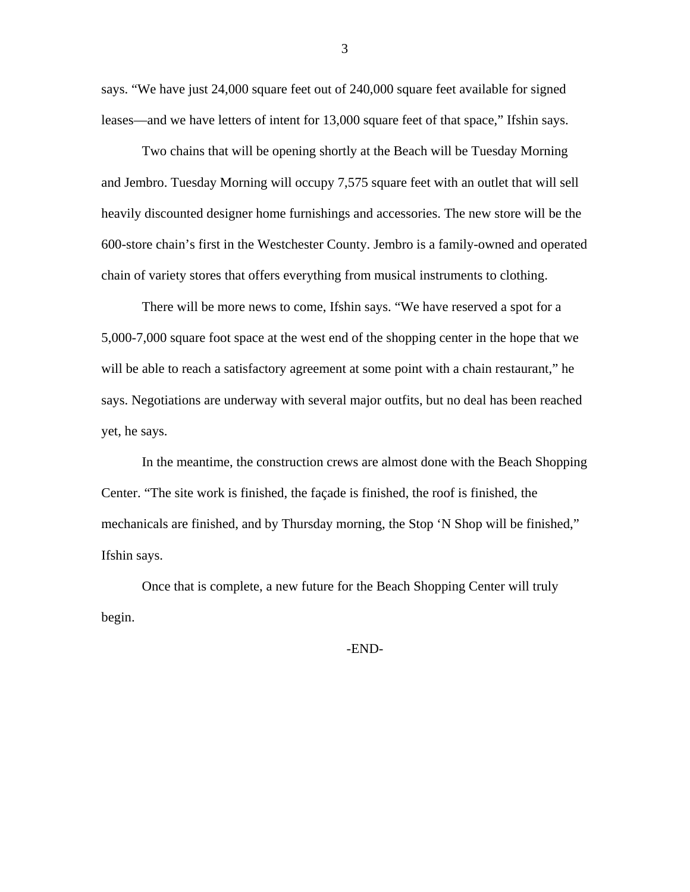says. "We have just 24,000 square feet out of 240,000 square feet available for signed leases—and we have letters of intent for 13,000 square feet of that space," Ifshin says.

Two chains that will be opening shortly at the Beach will be Tuesday Morning and Jembro. Tuesday Morning will occupy 7,575 square feet with an outlet that will sell heavily discounted designer home furnishings and accessories. The new store will be the 600-store chain's first in the Westchester County. Jembro is a family-owned and operated chain of variety stores that offers everything from musical instruments to clothing.

There will be more news to come, Ifshin says. "We have reserved a spot for a 5,000-7,000 square foot space at the west end of the shopping center in the hope that we will be able to reach a satisfactory agreement at some point with a chain restaurant," he says. Negotiations are underway with several major outfits, but no deal has been reached yet, he says.

In the meantime, the construction crews are almost done with the Beach Shopping Center. "The site work is finished, the façade is finished, the roof is finished, the mechanicals are finished, and by Thursday morning, the Stop 'N Shop will be finished," Ifshin says.

Once that is complete, a new future for the Beach Shopping Center will truly begin.

-END-